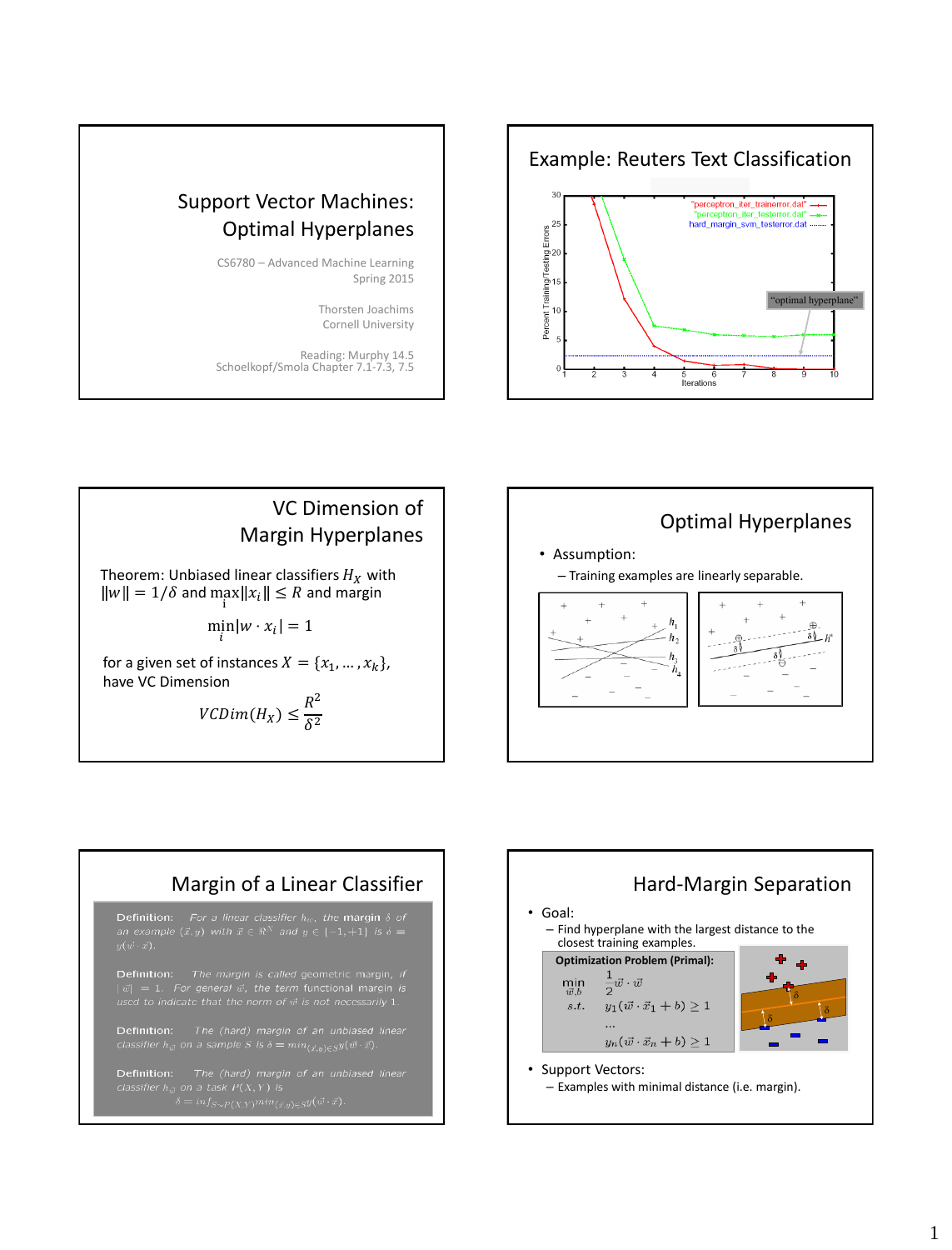# Support Vector Machines: Optimal Hyperplanes

CS6780 – Advanced Machine Learning
Spring 2015

Thorsten Joachims
Cornell University

Reading: Murphy 14.5
Schoelkopf/Smola Chapter 7.1-7.3, 7.5

## Example: Reuters Text Classification

"perceptron_iter_trainerror.dat"
"perceptron_iter_testerror.dat"
hard_margin_svm_testerror.dat

"optimal hyperplane"

Percent Training/Testing Errors

Iterations

## VC Dimension of Margin Hyperplanes

Theorem: Unbiased linear classifiers $H_X$ with $\|w\| = 1/\delta$ and $\max_i \|x_i\| \leq R$ and margin

$$\min_i |w \cdot x_i| = 1$$

for a given set of instances $X = \{x_1, \ldots, x_k\}$, have VC Dimension

$$VCDim(H_X) \leq \frac{R^2}{\delta^2}$$

## Optimal Hyperplanes

- Assumption:
  – Training examples are linearly separable.

## Margin of a Linear Classifier

**Definition:** For a linear classifier $h_{\vec{w}}$, the margin $\delta$ of an example $(\vec{x}, y)$ with $\vec{x} \in \Re^N$ and $y \in \{-1, +1\}$ is $\delta = y(\vec{w} \cdot \vec{x})$.

**Definition:** The margin is called geometric margin, if $|\vec{w}| = 1$. For general $\vec{w}$, the term functional margin is used to indicate that the norm of $\vec{w}$ is not necessarily 1.

**Definition:** The (hard) margin of an unbiased linear classifier $h_{\vec{w}}$ on a sample $S$ is $\delta = min_{(\vec{x},y) \in S}\, y(\vec{w} \cdot \vec{x})$.

**Definition:** The (hard) margin of an unbiased linear classifier $h_{\vec{w}}$ on a task $P(X, Y)$ is

$$\delta = inf_{S \sim P(X,Y)}\, min_{(\vec{x},y) \in S}\, y(\vec{w} \cdot \vec{x}).$$

## Hard-Margin Separation

- Goal:
  – Find hyperplane with the largest distance to the closest training examples.

**Optimization Problem (Primal):**

$$\min_{\vec{w}, b} \quad \frac{1}{2} \vec{w} \cdot \vec{w}$$

$$s.t. \quad y_1(\vec{w} \cdot \vec{x}_1 + b) \geq 1$$

$$\ldots$$

$$y_n(\vec{w} \cdot \vec{x}_n + b) \geq 1$$

- Support Vectors:
  – Examples with minimal distance (i.e. margin).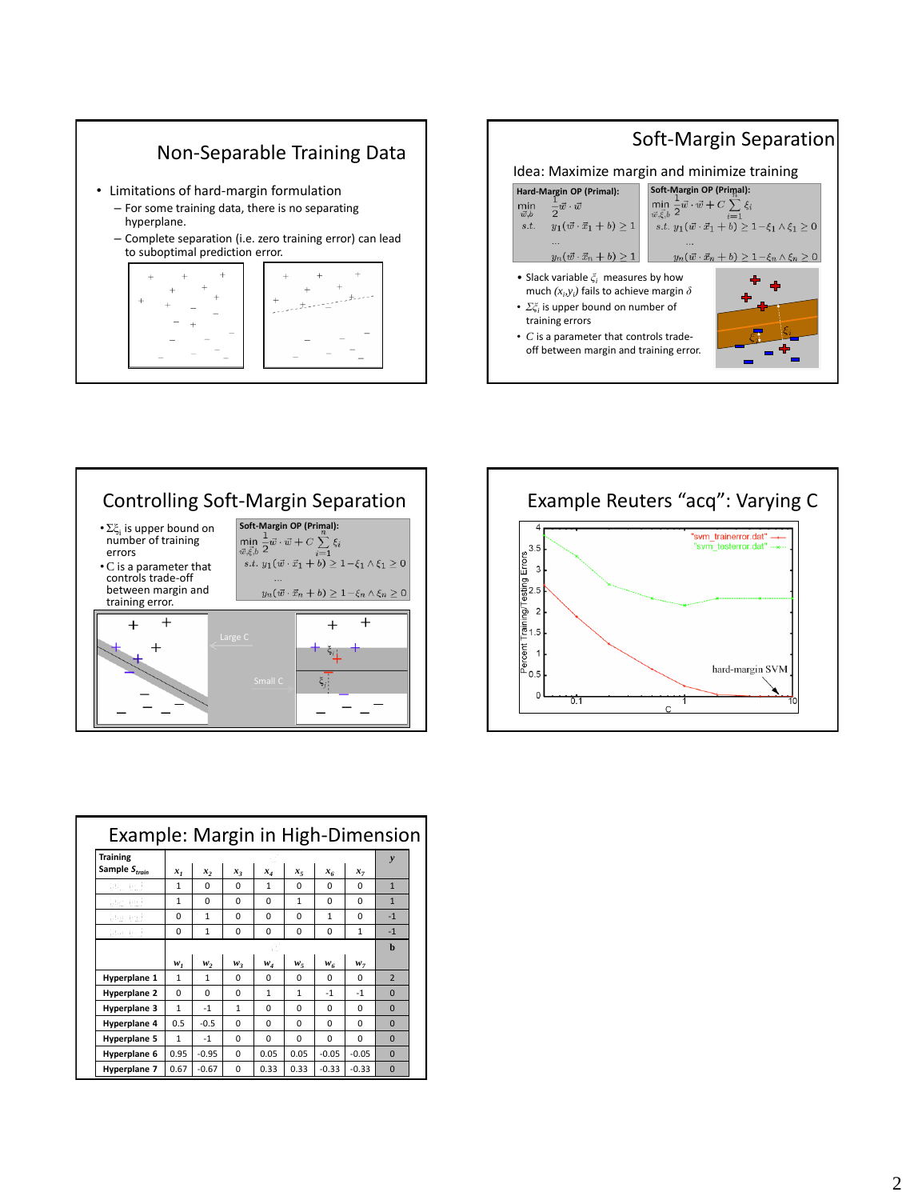## Non-Separable Training Data

- Limitations of hard-margin formulation
  - For some training data, there is no separating hyperplane.
  - Complete separation (i.e. zero training error) can lead to suboptimal prediction error.

## Soft-Margin Separation

Idea: Maximize margin and minimize training

**Hard-Margin OP (Primal):**

$$\min_{\vec{w},b} \frac{1}{2}\vec{w}\cdot\vec{w}$$
$$s.t. \quad y_1(\vec{w}\cdot\vec{x}_1 + b) \geq 1$$
$$\ldots$$
$$y_n(\vec{w}\cdot\vec{x}_n + b) \geq 1$$

**Soft-Margin OP (Primal):**

$$\min_{\vec{w},\xi,b} \frac{1}{2}\vec{w}\cdot\vec{w} + C\sum_{i=1}^{n}\xi_i$$
$$s.t. \quad y_1(\vec{w}\cdot\vec{x}_1 + b) \geq 1-\xi_1 \wedge \xi_1 \geq 0$$
$$\ldots$$
$$y_n(\vec{w}\cdot\vec{x}_n + b) \geq 1-\xi_n \wedge \xi_n \geq 0$$

- Slack variable $\xi_i$ measures by how much $(x_i,y_i)$ fails to achieve margin $\delta$
- $\Sigma\xi_i$ is upper bound on number of training errors
- $C$ is a parameter that controls trade-off between margin and training error.

## Controlling Soft-Margin Separation

- $\Sigma\xi_i$ is upper bound on number of training errors
- C is a parameter that controls trade-off between margin and training error.

**Soft-Margin OP (Primal):**

$$\min_{\vec{w},\xi,b} \frac{1}{2}\vec{w}\cdot\vec{w} + C\sum_{i=1}^{n}\xi_i$$
$$s.t. \quad y_1(\vec{w}\cdot\vec{x}_1 + b) \geq 1-\xi_1 \wedge \xi_1 \geq 0$$
$$\ldots$$
$$y_n(\vec{w}\cdot\vec{x}_n + b) \geq 1-\xi_n \wedge \xi_n \geq 0$$

Large C

Small C

## Example Reuters "acq": Varying C

"svm_trainerror.dat"
"svm_testerror.dat"

Percent Training/Testing Errors

C

hard-margin SVM

## Example: Margin in High-Dimension

| Training Sample $S_{train}$ | $x_1$ | $x_2$ | $x_3$ | $x_4$ | $x_5$ | $x_6$ | $x_7$ | $y$ |
|---|---|---|---|---|---|---|---|---|
| | 1 | 0 | 0 | 1 | 0 | 0 | 0 | 1 |
| | 1 | 0 | 0 | 0 | 1 | 0 | 0 | 1 |
| | 0 | 1 | 0 | 0 | 0 | 1 | 0 | -1 |
| | 0 | 1 | 0 | 0 | 0 | 0 | 1 | -1 |
| | $w_1$ | $w_2$ | $w_3$ | $w_4$ | $w_5$ | $w_6$ | $w_7$ | b |
| Hyperplane 1 | 1 | 1 | 0 | 0 | 0 | 0 | 0 | 2 |
| Hyperplane 2 | 0 | 0 | 0 | 1 | 1 | -1 | -1 | 0 |
| Hyperplane 3 | 1 | -1 | 1 | 0 | 0 | 0 | 0 | 0 |
| Hyperplane 4 | 0.5 | -0.5 | 0 | 0 | 0 | 0 | 0 | 0 |
| Hyperplane 5 | 1 | -1 | 0 | 0 | 0 | 0 | 0 | 0 |
| Hyperplane 6 | 0.95 | -0.95 | 0 | 0.05 | 0.05 | -0.05 | -0.05 | 0 |
| Hyperplane 7 | 0.67 | -0.67 | 0 | 0.33 | 0.33 | -0.33 | -0.33 | 0 |